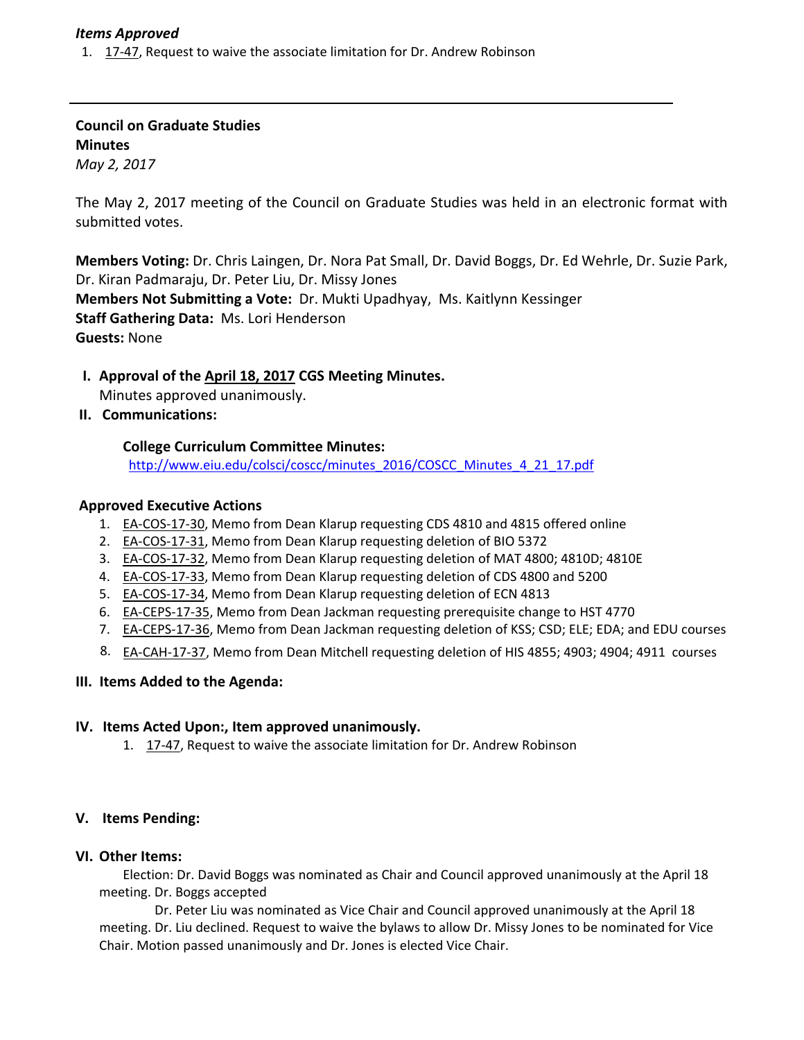*Items Approved*

1. 17-47, Request to waive the associate limitation for Dr. Andrew Robinson

---

**Council on Graduate Studies**
**Minutes**
*May 2, 2017*

The May 2, 2017 meeting of the Council on Graduate Studies was held in an electronic format with submitted votes.

**Members Voting:** Dr. Chris Laingen, Dr. Nora Pat Small, Dr. David Boggs, Dr. Ed Wehrle, Dr. Suzie Park, Dr. Kiran Padmaraju, Dr. Peter Liu, Dr. Missy Jones
**Members Not Submitting a Vote:** Dr. Mukti Upadhyay, Ms. Kaitlynn Kessinger
**Staff Gathering Data:** Ms. Lori Henderson
**Guests:** None

**I. Approval of the April 18, 2017 CGS Meeting Minutes.**
Minutes approved unanimously.

**II. Communications:**

**College Curriculum Committee Minutes:**
http://www.eiu.edu/colsci/coscc/minutes_2016/COSCC_Minutes_4_21_17.pdf

**Approved Executive Actions**

1. EA-COS-17-30, Memo from Dean Klarup requesting CDS 4810 and 4815 offered online
2. EA-COS-17-31, Memo from Dean Klarup requesting deletion of BIO 5372
3. EA-COS-17-32, Memo from Dean Klarup requesting deletion of MAT 4800; 4810D; 4810E
4. EA-COS-17-33, Memo from Dean Klarup requesting deletion of CDS 4800 and 5200
5. EA-COS-17-34, Memo from Dean Klarup requesting deletion of ECN 4813
6. EA-CEPS-17-35, Memo from Dean Jackman requesting prerequisite change to HST 4770
7. EA-CEPS-17-36, Memo from Dean Jackman requesting deletion of KSS; CSD; ELE; EDA; and EDU courses
8. EA-CAH-17-37, Memo from Dean Mitchell requesting deletion of HIS 4855; 4903; 4904; 4911 courses

**III. Items Added to the Agenda:**

**IV. Items Acted Upon:, Item approved unanimously.**

1. 17-47, Request to waive the associate limitation for Dr. Andrew Robinson

**V. Items Pending:**

**VI. Other Items:**

Election: Dr. David Boggs was nominated as Chair and Council approved unanimously at the April 18 meeting. Dr. Boggs accepted

Dr. Peter Liu was nominated as Vice Chair and Council approved unanimously at the April 18 meeting. Dr. Liu declined. Request to waive the bylaws to allow Dr. Missy Jones to be nominated for Vice Chair. Motion passed unanimously and Dr. Jones is elected Vice Chair.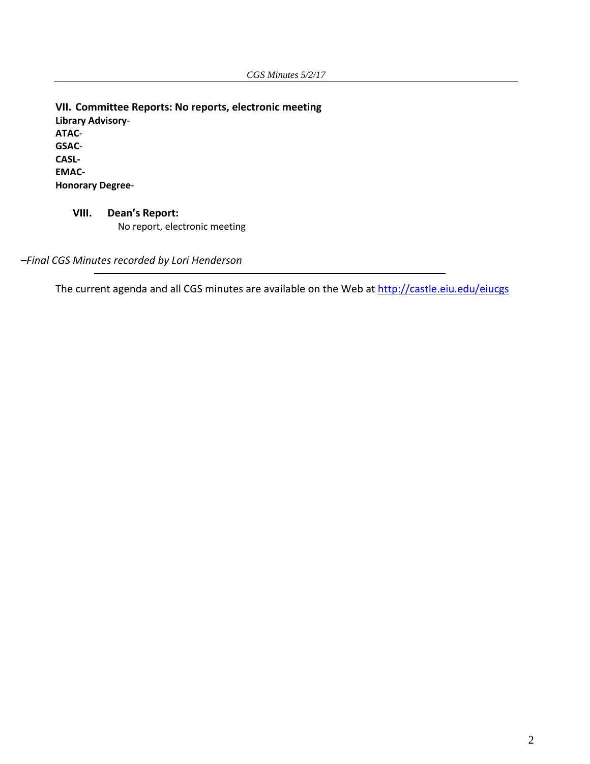**VII. Committee Reports: No reports, electronic meeting**

**Library Advisory**-

**ATAC**-

**GSAC**-

**CASL-**

**EMAC-**

**Honorary Degree**-

**VIII. Dean's Report:**

No report, electronic meeting

*–Final CGS Minutes recorded by Lori Henderson*

---

The current agenda and all CGS minutes are available on the Web at http://castle.eiu.edu/eiucgs